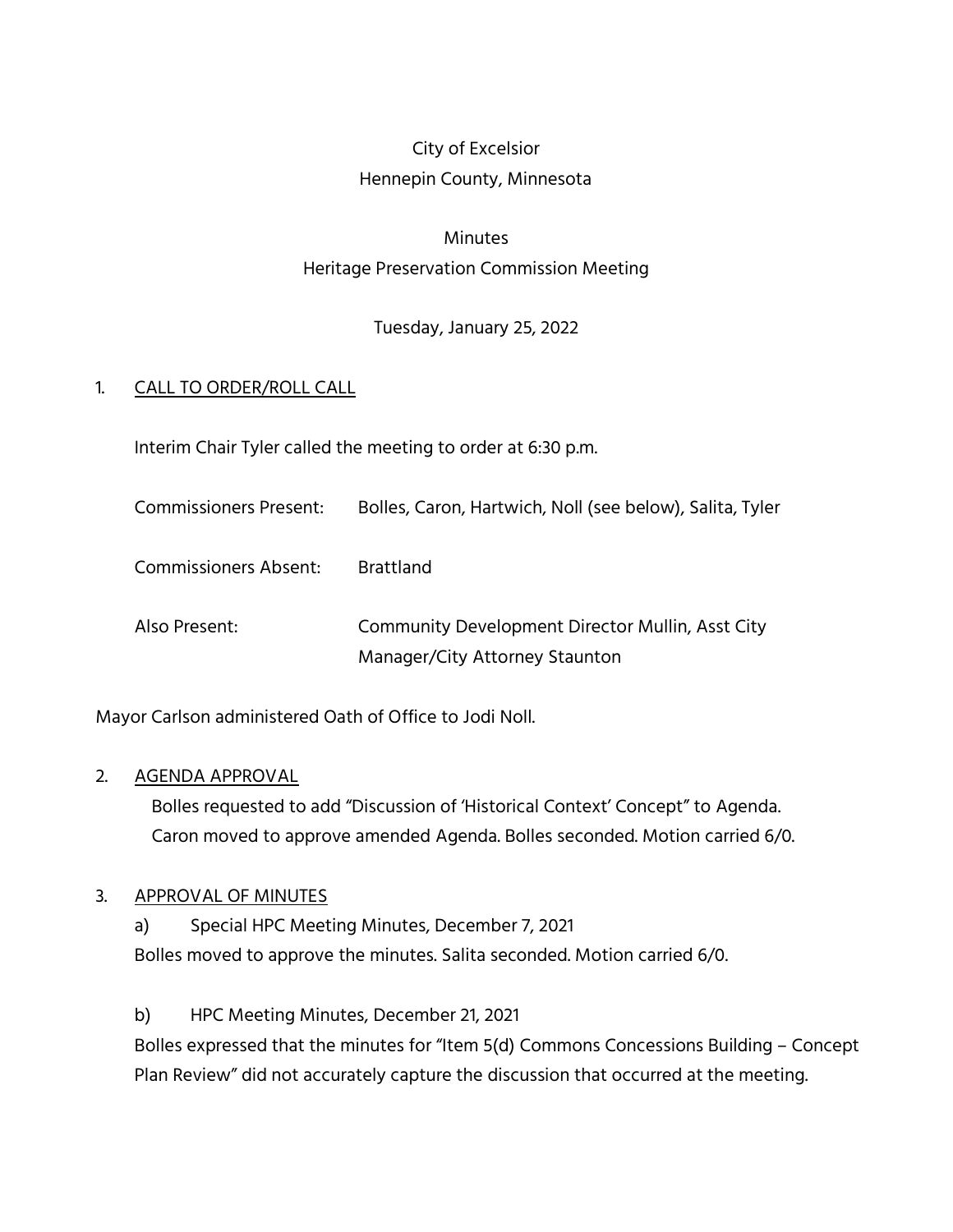City of Excelsior
Hennepin County, Minnesota

Minutes
Heritage Preservation Commission Meeting

Tuesday, January 25, 2022

1. CALL TO ORDER/ROLL CALL

Interim Chair Tyler called the meeting to order at 6:30 p.m.

Commissioners Present: Bolles, Caron, Hartwich, Noll (see below), Salita, Tyler

Commissioners Absent: Brattland

Also Present: Community Development Director Mullin, Asst City Manager/City Attorney Staunton

Mayor Carlson administered Oath of Office to Jodi Noll.

2. AGENDA APPROVAL

Bolles requested to add "Discussion of 'Historical Context' Concept" to Agenda. Caron moved to approve amended Agenda. Bolles seconded. Motion carried 6/0.

3. APPROVAL OF MINUTES

a) Special HPC Meeting Minutes, December 7, 2021

Bolles moved to approve the minutes. Salita seconded. Motion carried 6/0.

b) HPC Meeting Minutes, December 21, 2021

Bolles expressed that the minutes for "Item 5(d) Commons Concessions Building – Concept Plan Review" did not accurately capture the discussion that occurred at the meeting.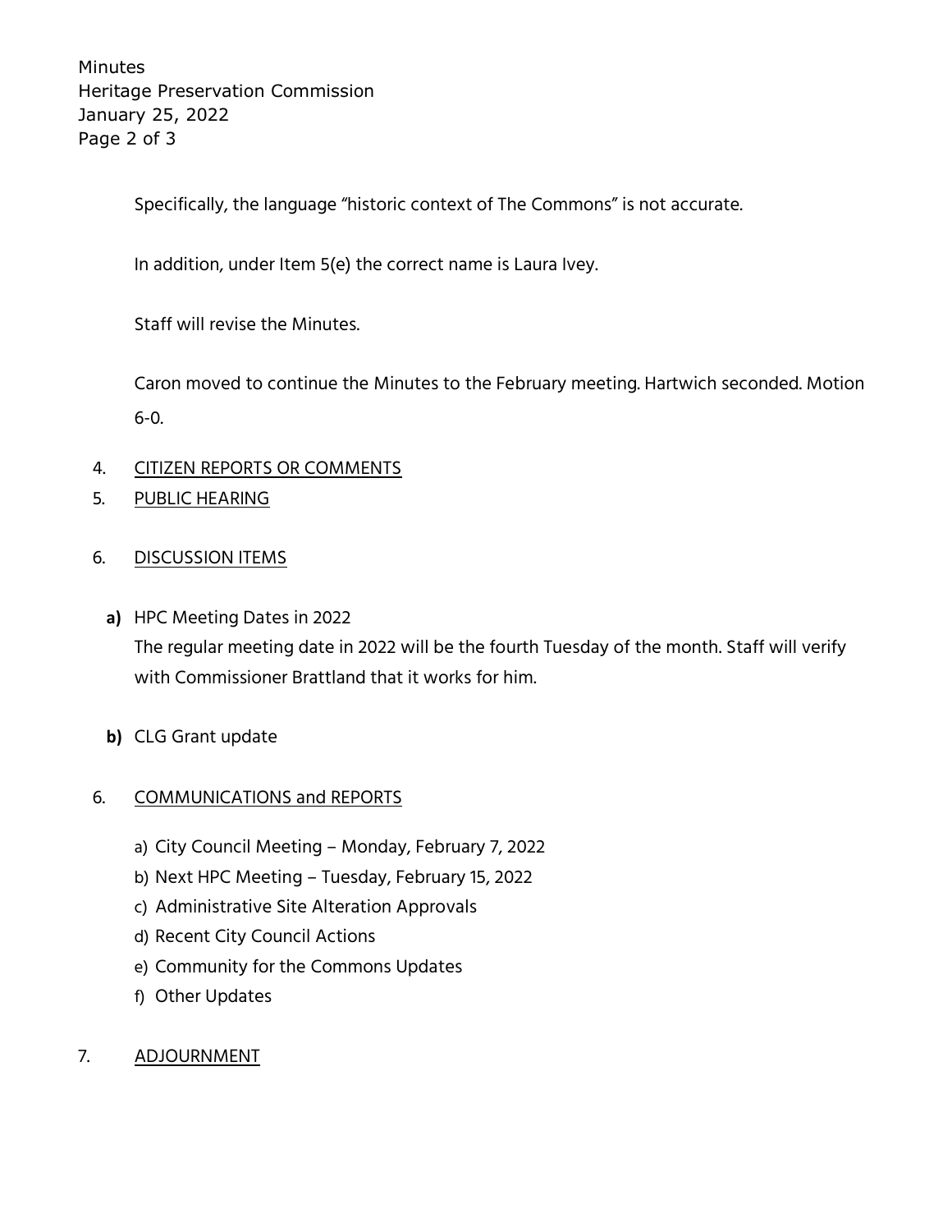Specifically, the language "historic context of The Commons" is not accurate.

In addition, under Item 5(e) the correct name is Laura Ivey.

Staff will revise the Minutes.

Caron moved to continue the Minutes to the February meeting. Hartwich seconded. Motion 6-0.

4. CITIZEN REPORTS OR COMMENTS

5. PUBLIC HEARING

6. DISCUSSION ITEMS

   **a)** HPC Meeting Dates in 2022
   The regular meeting date in 2022 will be the fourth Tuesday of the month. Staff will verify with Commissioner Brattland that it works for him.

   **b)** CLG Grant update

6. COMMUNICATIONS and REPORTS

   a) City Council Meeting – Monday, February 7, 2022
   b) Next HPC Meeting – Tuesday, February 15, 2022
   c) Administrative Site Alteration Approvals
   d) Recent City Council Actions
   e) Community for the Commons Updates
   f) Other Updates

7. ADJOURNMENT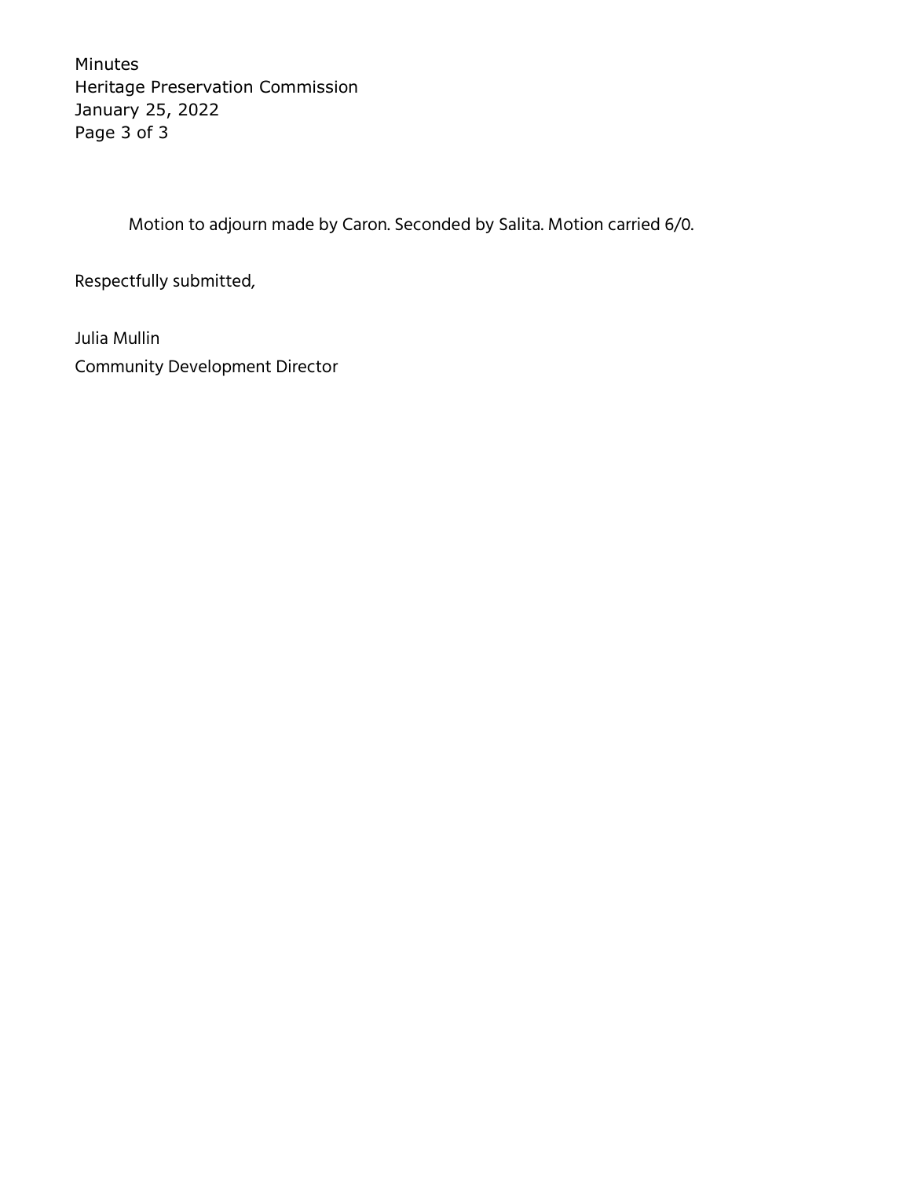Motion to adjourn made by Caron. Seconded by Salita. Motion carried 6/0.

Respectfully submitted,

Julia Mullin
Community Development Director